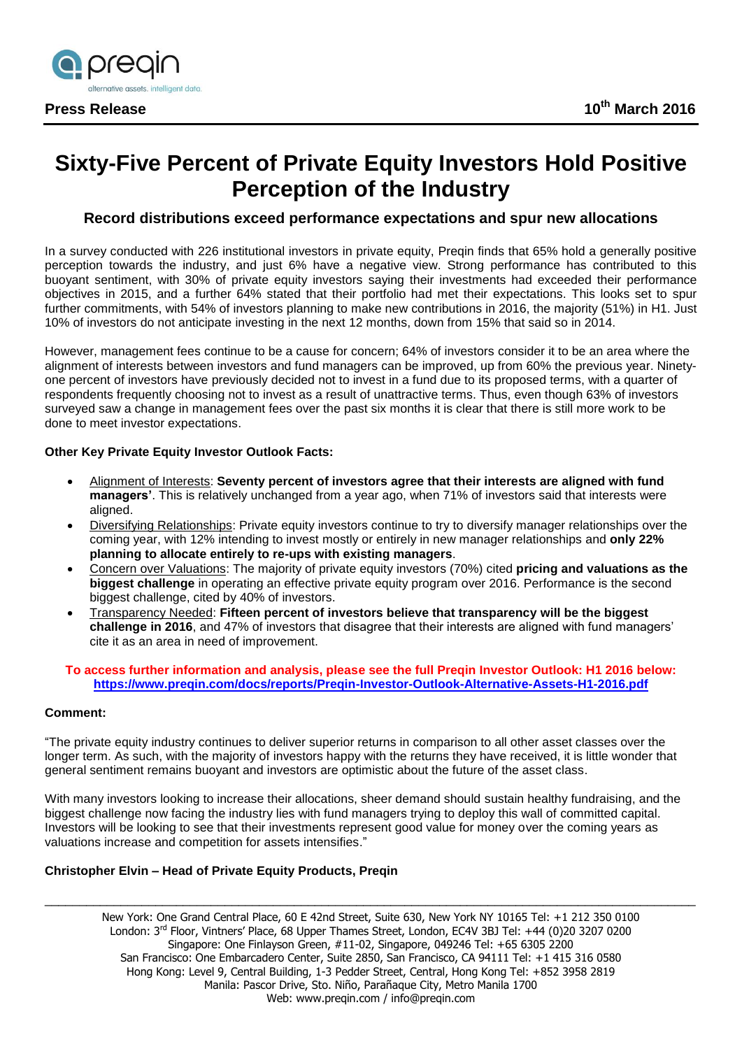**Press Release** **10th March 2016**

# Sixty-Five Percent of Private Equity Investors Hold Positive Perception of the Industry

## Record distributions exceed performance expectations and spur new allocations

In a survey conducted with 226 institutional investors in private equity, Preqin finds that 65% hold a generally positive perception towards the industry, and just 6% have a negative view. Strong performance has contributed to this buoyant sentiment, with 30% of private equity investors saying their investments had exceeded their performance objectives in 2015, and a further 64% stated that their portfolio had met their expectations. This looks set to spur further commitments, with 54% of investors planning to make new contributions in 2016, the majority (51%) in H1. Just 10% of investors do not anticipate investing in the next 12 months, down from 15% that said so in 2014.

However, management fees continue to be a cause for concern; 64% of investors consider it to be an area where the alignment of interests between investors and fund managers can be improved, up from 60% the previous year. Ninety-one percent of investors have previously decided not to invest in a fund due to its proposed terms, with a quarter of respondents frequently choosing not to invest as a result of unattractive terms. Thus, even though 63% of investors surveyed saw a change in management fees over the past six months it is clear that there is still more work to be done to meet investor expectations.

**Other Key Private Equity Investor Outlook Facts:**

- Alignment of Interests: **Seventy percent of investors agree that their interests are aligned with fund managers'**. This is relatively unchanged from a year ago, when 71% of investors said that interests were aligned.
- Diversifying Relationships: Private equity investors continue to try to diversify manager relationships over the coming year, with 12% intending to invest mostly or entirely in new manager relationships and **only 22% planning to allocate entirely to re-ups with existing managers**.
- Concern over Valuations: The majority of private equity investors (70%) cited **pricing and valuations as the biggest challenge** in operating an effective private equity program over 2016. Performance is the second biggest challenge, cited by 40% of investors.
- Transparency Needed: **Fifteen percent of investors believe that transparency will be the biggest challenge in 2016**, and 47% of investors that disagree that their interests are aligned with fund managers' cite it as an area in need of improvement.

**To access further information and analysis, please see the full Preqin Investor Outlook: H1 2016 below: https://www.preqin.com/docs/reports/Preqin-Investor-Outlook-Alternative-Assets-H1-2016.pdf**

**Comment:**

"The private equity industry continues to deliver superior returns in comparison to all other asset classes over the longer term. As such, with the majority of investors happy with the returns they have received, it is little wonder that general sentiment remains buoyant and investors are optimistic about the future of the asset class.

With many investors looking to increase their allocations, sheer demand should sustain healthy fundraising, and the biggest challenge now facing the industry lies with fund managers trying to deploy this wall of committed capital. Investors will be looking to see that their investments represent good value for money over the coming years as valuations increase and competition for assets intensifies."

**Christopher Elvin – Head of Private Equity Products, Preqin**

New York: One Grand Central Place, 60 E 42nd Street, Suite 630, New York NY 10165 Tel: +1 212 350 0100
London: 3rd Floor, Vintners' Place, 68 Upper Thames Street, London, EC4V 3BJ Tel: +44 (0)20 3207 0200
Singapore: One Finlayson Green, #11-02, Singapore, 049246 Tel: +65 6305 2200
San Francisco: One Embarcadero Center, Suite 2850, San Francisco, CA 94111 Tel: +1 415 316 0580
Hong Kong: Level 9, Central Building, 1-3 Pedder Street, Central, Hong Kong Tel: +852 3958 2819
Manila: Pascor Drive, Sto. Niño, Parañaque City, Metro Manila 1700
Web: www.preqin.com / info@preqin.com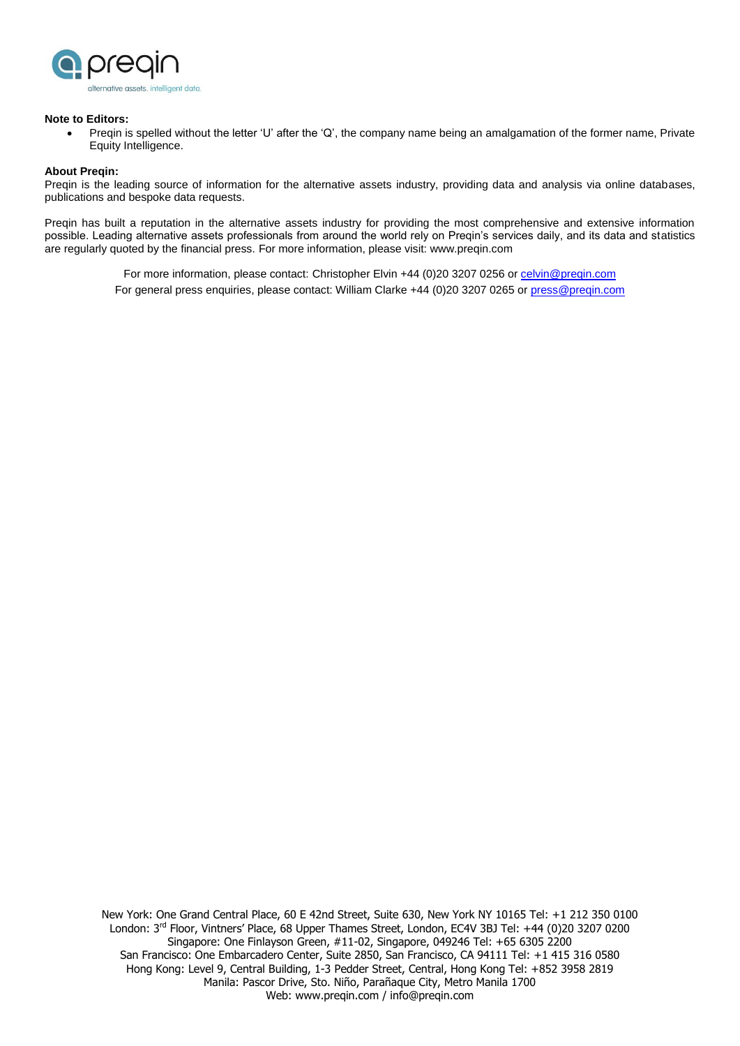**Note to Editors:**

- Preqin is spelled without the letter 'U' after the 'Q', the company name being an amalgamation of the former name, Private Equity Intelligence.

**About Preqin:**

Preqin is the leading source of information for the alternative assets industry, providing data and analysis via online databases, publications and bespoke data requests.

Preqin has built a reputation in the alternative assets industry for providing the most comprehensive and extensive information possible. Leading alternative assets professionals from around the world rely on Preqin's services daily, and its data and statistics are regularly quoted by the financial press. For more information, please visit: www.preqin.com

For more information, please contact: Christopher Elvin +44 (0)20 3207 0256 or celvin@preqin.com

For general press enquiries, please contact: William Clarke +44 (0)20 3207 0265 or press@preqin.com

New York: One Grand Central Place, 60 E 42nd Street, Suite 630, New York NY 10165 Tel: +1 212 350 0100
London: 3rd Floor, Vintners' Place, 68 Upper Thames Street, London, EC4V 3BJ Tel: +44 (0)20 3207 0200
Singapore: One Finlayson Green, #11-02, Singapore, 049246 Tel: +65 6305 2200
San Francisco: One Embarcadero Center, Suite 2850, San Francisco, CA 94111 Tel: +1 415 316 0580
Hong Kong: Level 9, Central Building, 1-3 Pedder Street, Central, Hong Kong Tel: +852 3958 2819
Manila: Pascor Drive, Sto. Niño, Parañaque City, Metro Manila 1700
Web: www.preqin.com / info@preqin.com